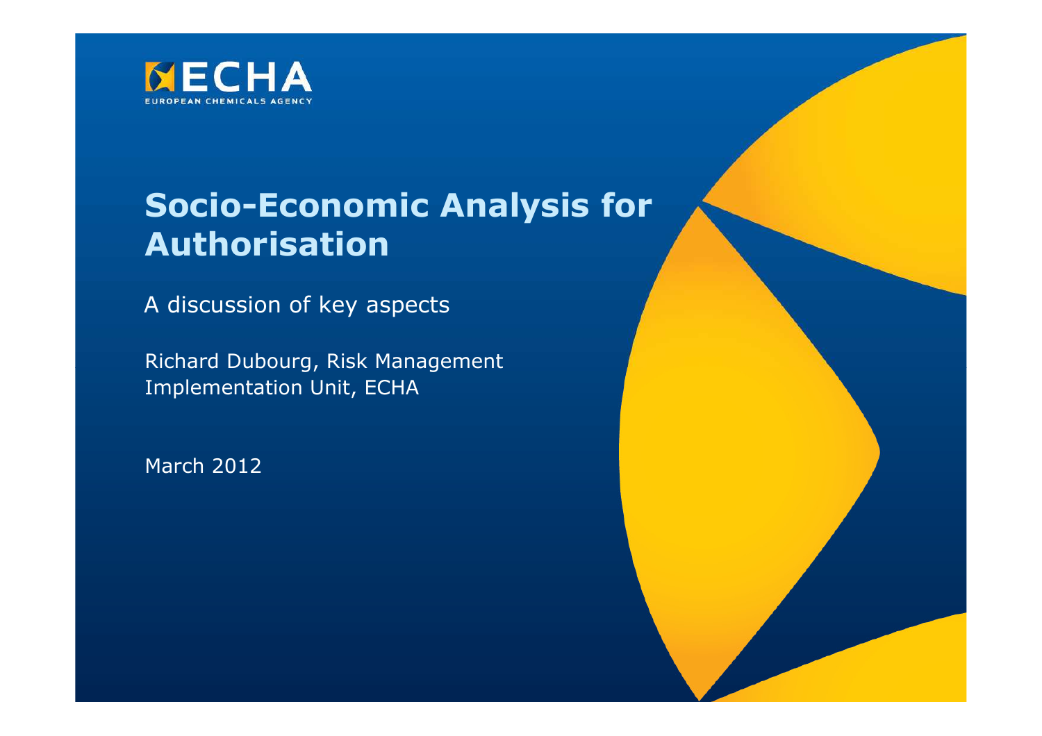ECHA

EUROPEAN CHEMICALS AGENCY

# Socio-Economic Analysis for Authorisation

A discussion of key aspects

Richard Dubourg, Risk Management Implementation Unit, ECHA

March 2012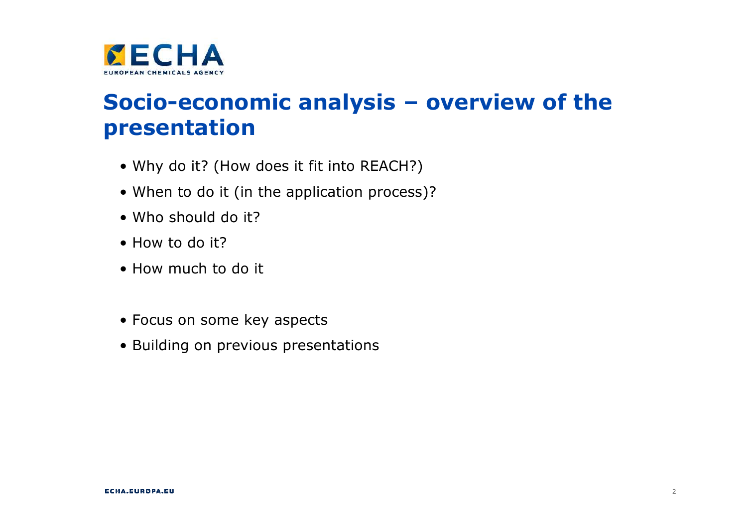# Socio-economic analysis – overview of the presentation

- Why do it? (How does it fit into REACH?)
- When to do it (in the application process)?
- Who should do it?
- How to do it?
- How much to do it

- Focus on some key aspects
- Building on previous presentations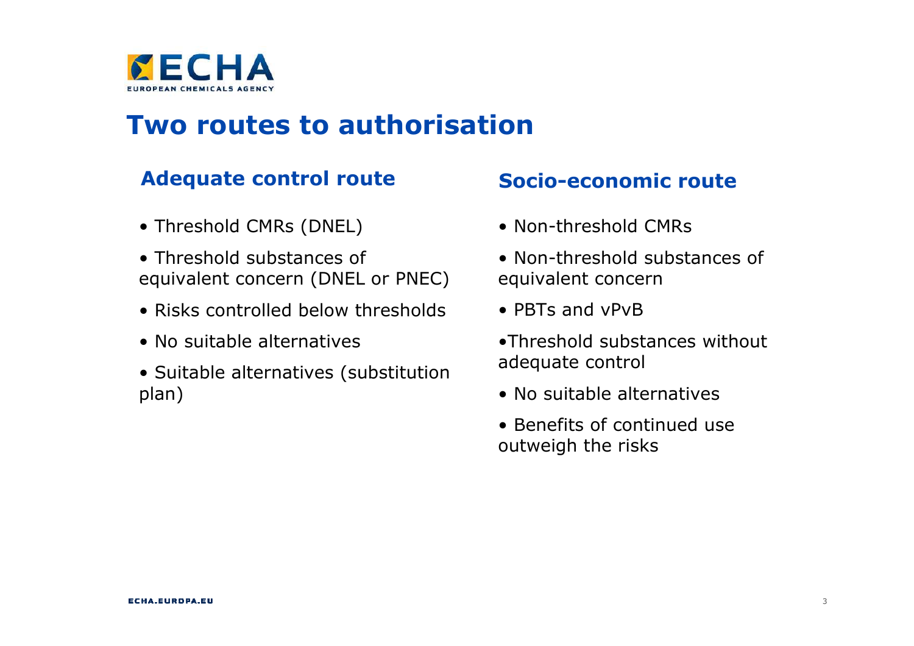# Two routes to authorisation

## Adequate control route

- Threshold CMRs (DNEL)
- Threshold substances of equivalent concern (DNEL or PNEC)
- Risks controlled below thresholds
- No suitable alternatives
- Suitable alternatives (substitution plan)

## Socio-economic route

- Non-threshold CMRs
- Non-threshold substances of equivalent concern
- PBTs and vPvB
- Threshold substances without adequate control
- No suitable alternatives
- Benefits of continued use outweigh the risks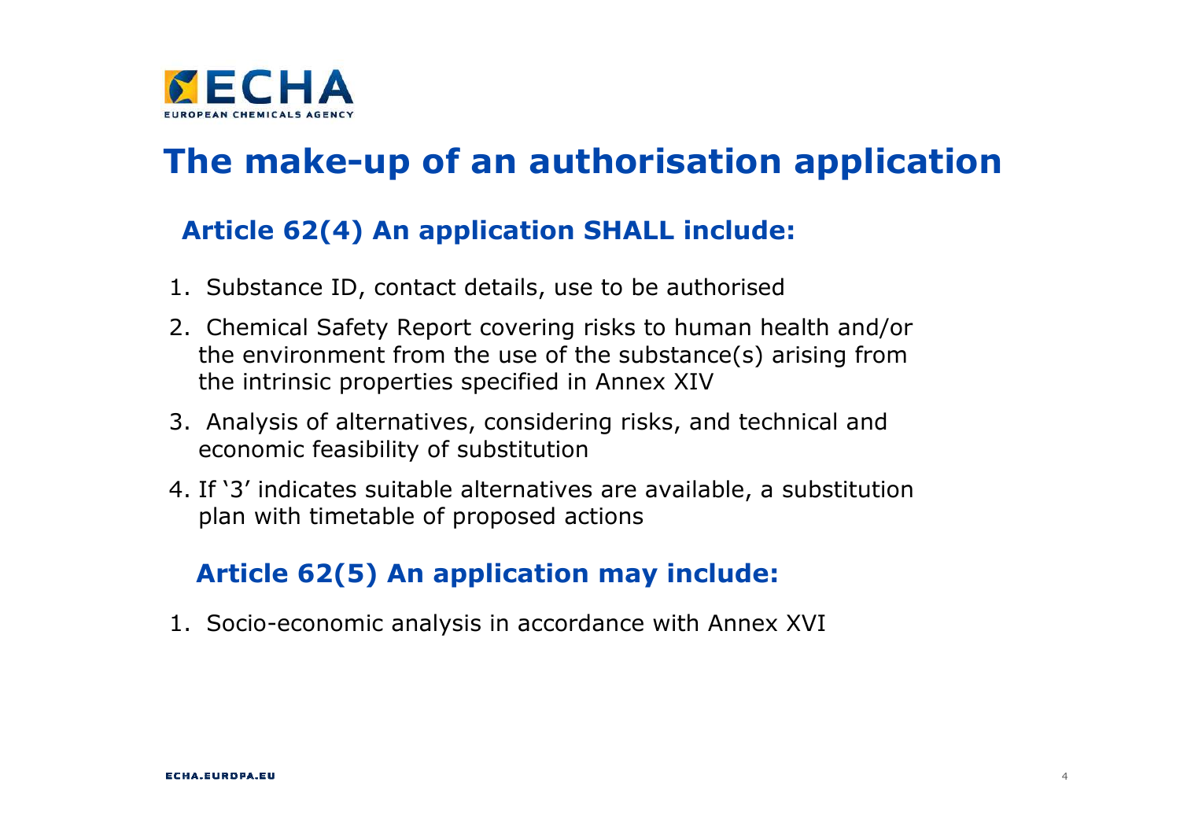# The make-up of an authorisation application

## Article 62(4) An application SHALL include:

1. Substance ID, contact details, use to be authorised
2. Chemical Safety Report covering risks to human health and/or the environment from the use of the substance(s) arising from the intrinsic properties specified in Annex XIV
3. Analysis of alternatives, considering risks, and technical and economic feasibility of substitution
4. If '3' indicates suitable alternatives are available, a substitution plan with timetable of proposed actions

## Article 62(5) An application may include:

1. Socio-economic analysis in accordance with Annex XVI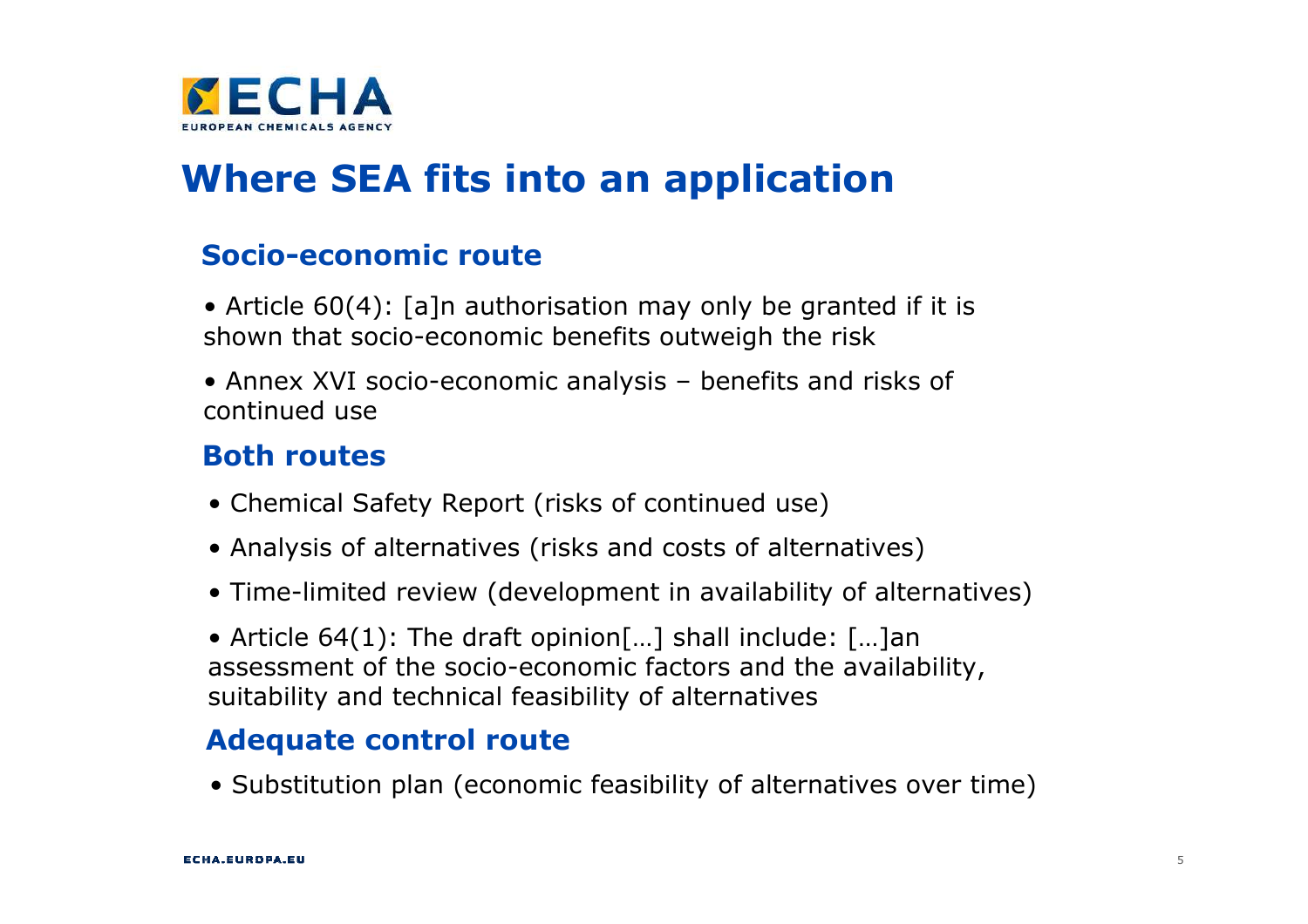# Where SEA fits into an application

## Socio-economic route

- Article 60(4): [a]n authorisation may only be granted if it is shown that socio-economic benefits outweigh the risk
- Annex XVI socio-economic analysis – benefits and risks of continued use

## Both routes

- Chemical Safety Report (risks of continued use)
- Analysis of alternatives (risks and costs of alternatives)
- Time-limited review (development in availability of alternatives)
- Article 64(1): The draft opinion[…] shall include: […]an assessment of the socio-economic factors and the availability, suitability and technical feasibility of alternatives

## Adequate control route

- Substitution plan (economic feasibility of alternatives over time)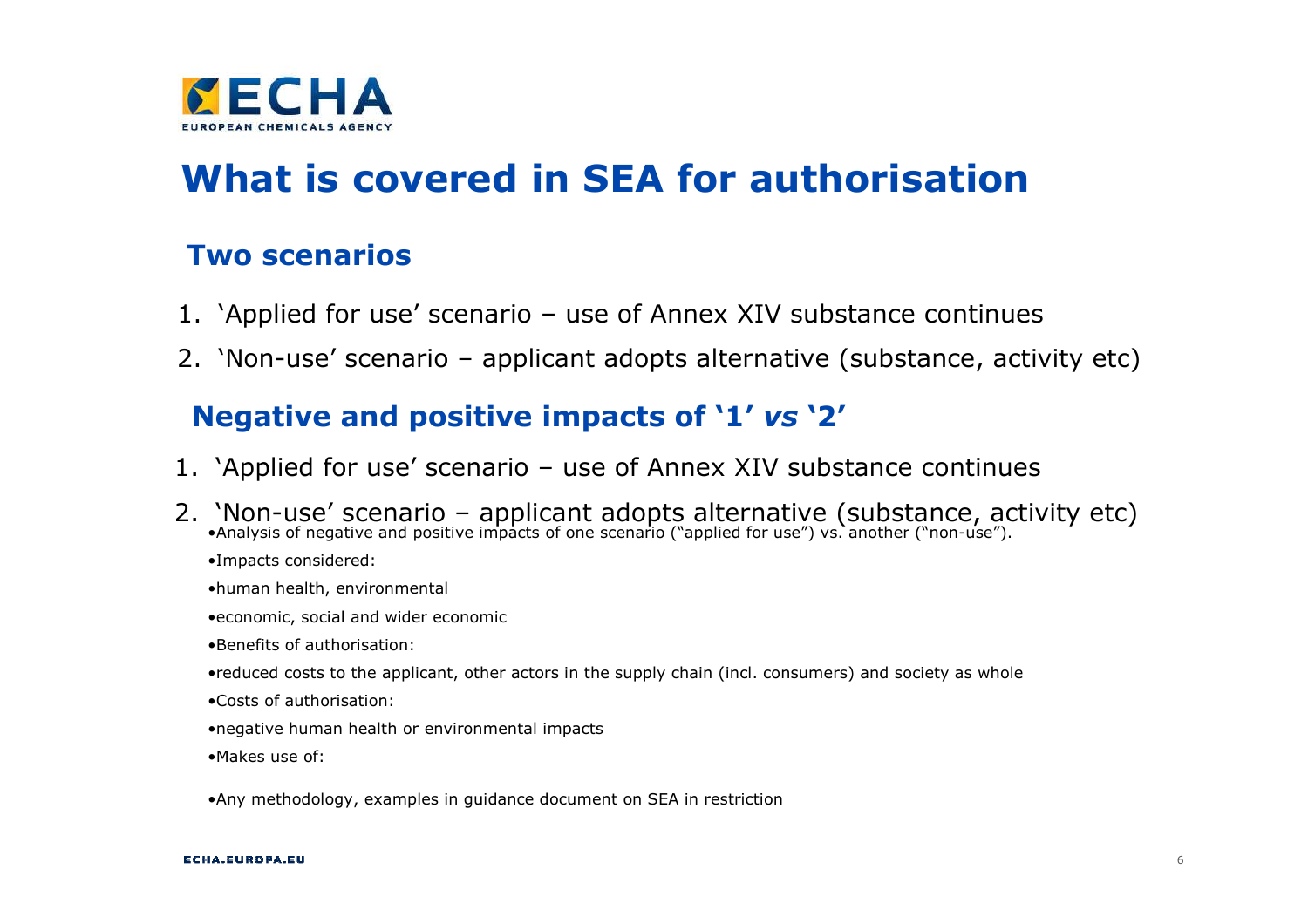# What is covered in SEA for authorisation

## Two scenarios

1. 'Applied for use' scenario – use of Annex XIV substance continues
2. 'Non-use' scenario – applicant adopts alternative (substance, activity etc)

## Negative and positive impacts of '1' *vs* '2'

1. 'Applied for use' scenario – use of Annex XIV substance continues
2. 'Non-use' scenario – applicant adopts alternative (substance, activity etc)

- Analysis of negative and positive impacts of one scenario ("applied for use") vs. another ("non-use").
- Impacts considered:
- human health, environmental
- economic, social and wider economic
- Benefits of authorisation:
- reduced costs to the applicant, other actors in the supply chain (incl. consumers) and society as whole
- Costs of authorisation:
- negative human health or environmental impacts
- Makes use of:
- Any methodology, examples in guidance document on SEA in restriction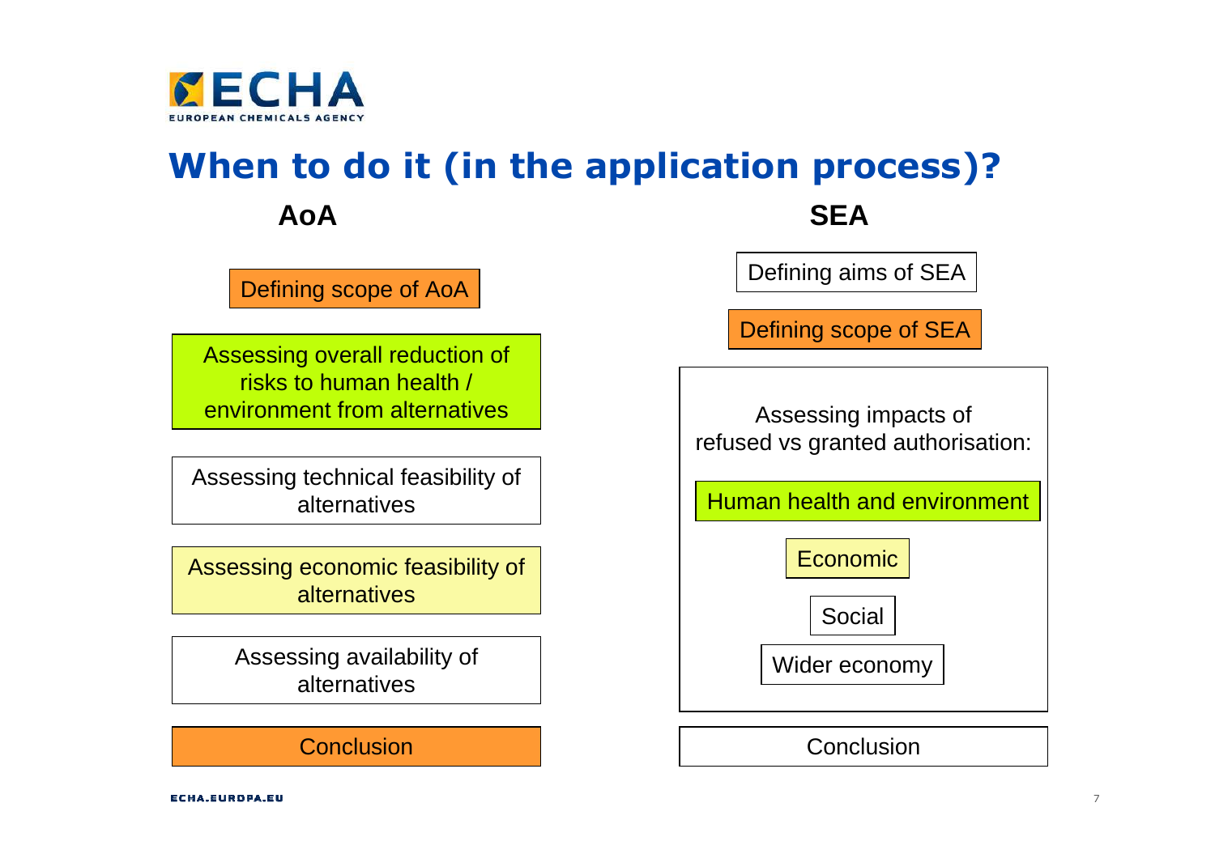# When to do it (in the application process)?

## AoA

- Defining scope of AoA
- Assessing overall reduction of risks to human health / environment from alternatives
- Assessing technical feasibility of alternatives
- Assessing economic feasibility of alternatives
- Assessing availability of alternatives
- Conclusion

## SEA

- Defining aims of SEA
- Defining scope of SEA
- Assessing impacts of refused vs granted authorisation:
  - Human health and environment
  - Economic
  - Social
  - Wider economy
- Conclusion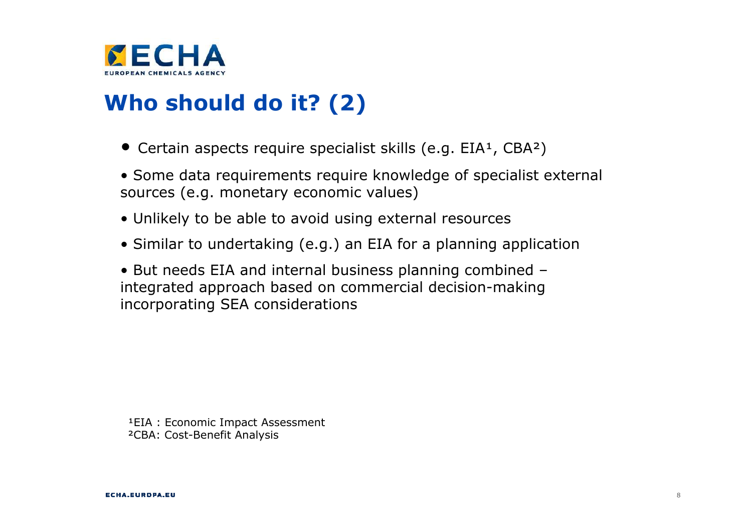# Who should do it? (2)

- Certain aspects require specialist skills (e.g. EIA[1], CBA[2])
- Some data requirements require knowledge of specialist external sources (e.g. monetary economic values)
- Unlikely to be able to avoid using external resources
- Similar to undertaking (e.g.) an EIA for a planning application
- But needs EIA and internal business planning combined – integrated approach based on commercial decision-making incorporating SEA considerations

[1]EIA : Economic Impact Assessment
[2]CBA: Cost-Benefit Analysis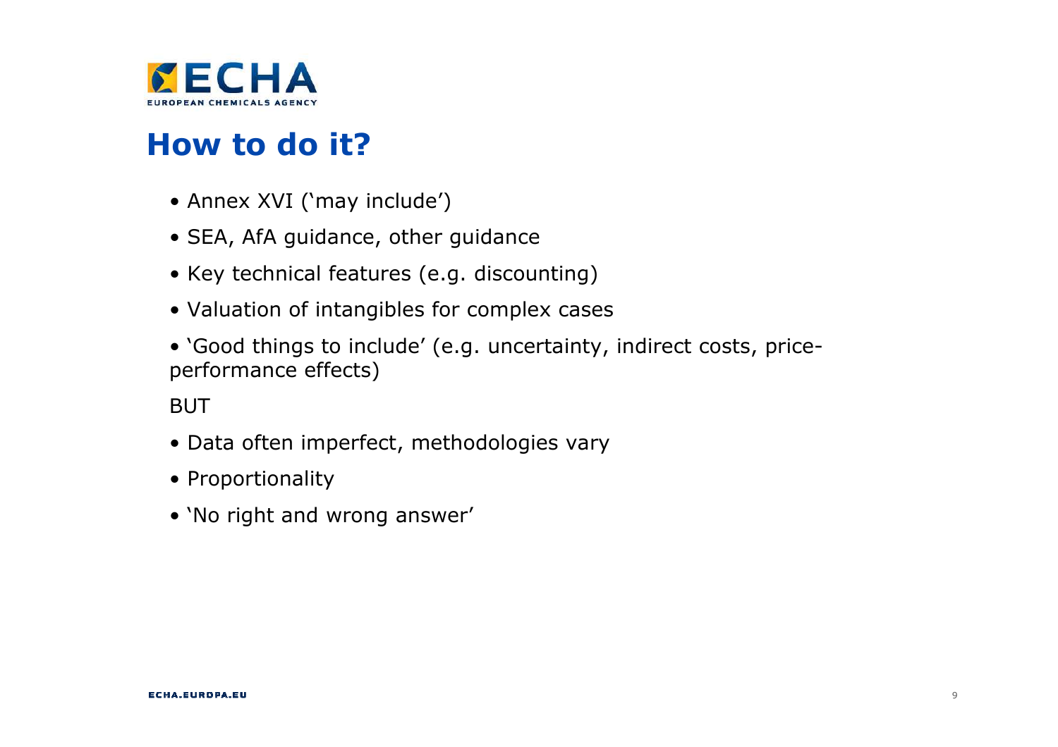# How to do it?

- Annex XVI (‘may include’)
- SEA, AfA guidance, other guidance
- Key technical features (e.g. discounting)
- Valuation of intangibles for complex cases
- ‘Good things to include’ (e.g. uncertainty, indirect costs, price-performance effects)

BUT

- Data often imperfect, methodologies vary
- Proportionality
- ‘No right and wrong answer’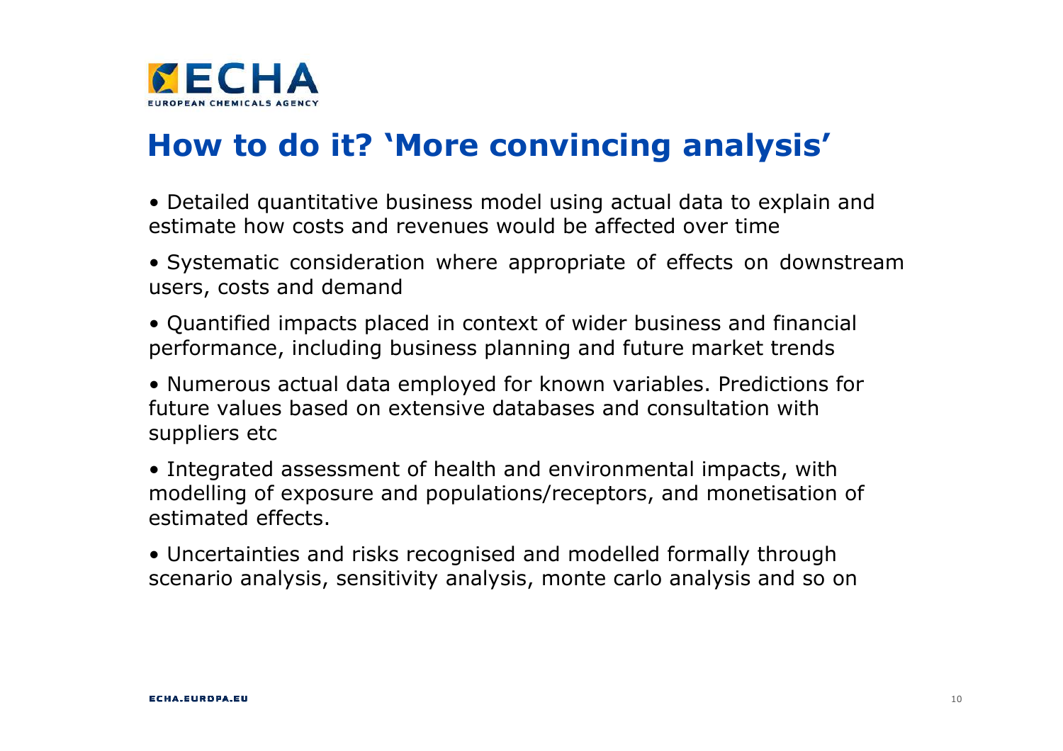# How to do it? 'More convincing analysis'

- Detailed quantitative business model using actual data to explain and estimate how costs and revenues would be affected over time
- Systematic consideration where appropriate of effects on downstream users, costs and demand
- Quantified impacts placed in context of wider business and financial performance, including business planning and future market trends
- Numerous actual data employed for known variables. Predictions for future values based on extensive databases and consultation with suppliers etc
- Integrated assessment of health and environmental impacts, with modelling of exposure and populations/receptors, and monetisation of estimated effects.
- Uncertainties and risks recognised and modelled formally through scenario analysis, sensitivity analysis, monte carlo analysis and so on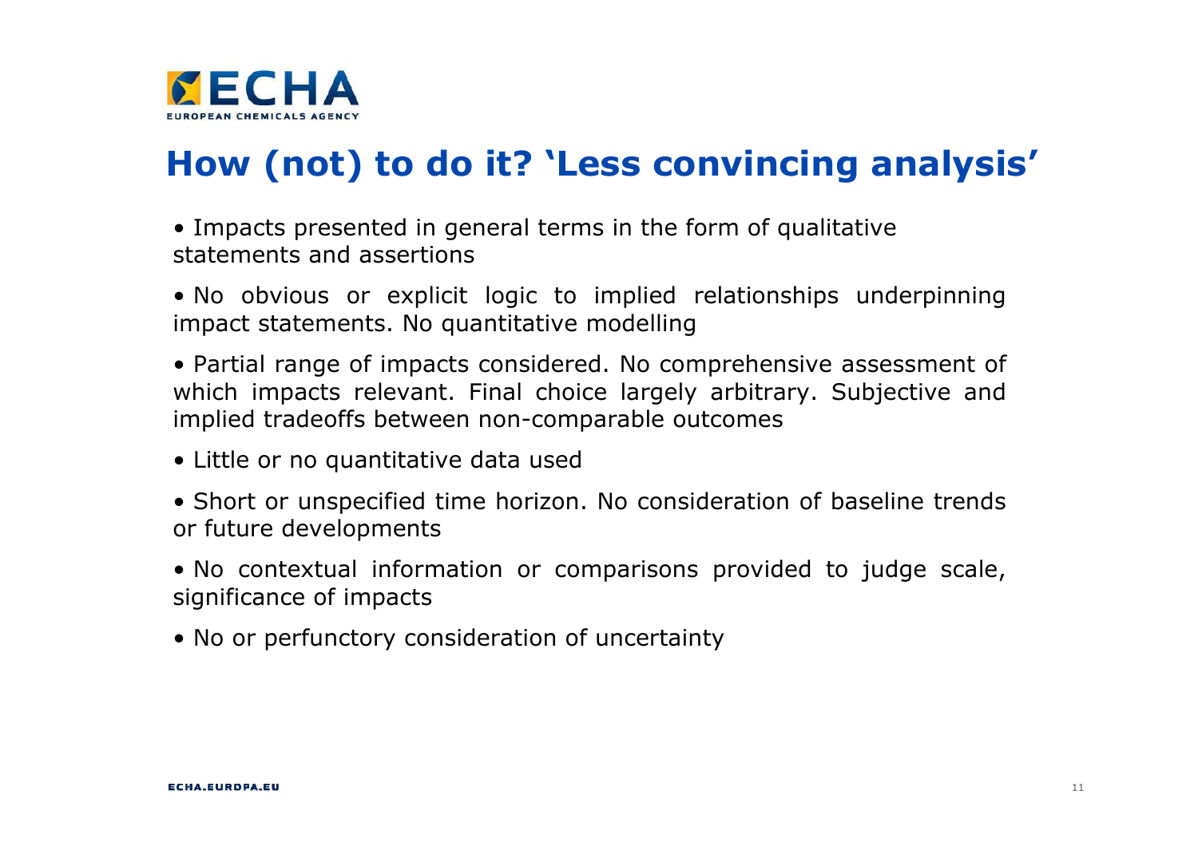# How (not) to do it? 'Less convincing analysis'

- Impacts presented in general terms in the form of qualitative statements and assertions
- No obvious or explicit logic to implied relationships underpinning impact statements. No quantitative modelling
- Partial range of impacts considered. No comprehensive assessment of which impacts relevant. Final choice largely arbitrary. Subjective and implied tradeoffs between non-comparable outcomes
- Little or no quantitative data used
- Short or unspecified time horizon. No consideration of baseline trends or future developments
- No contextual information or comparisons provided to judge scale, significance of impacts
- No or perfunctory consideration of uncertainty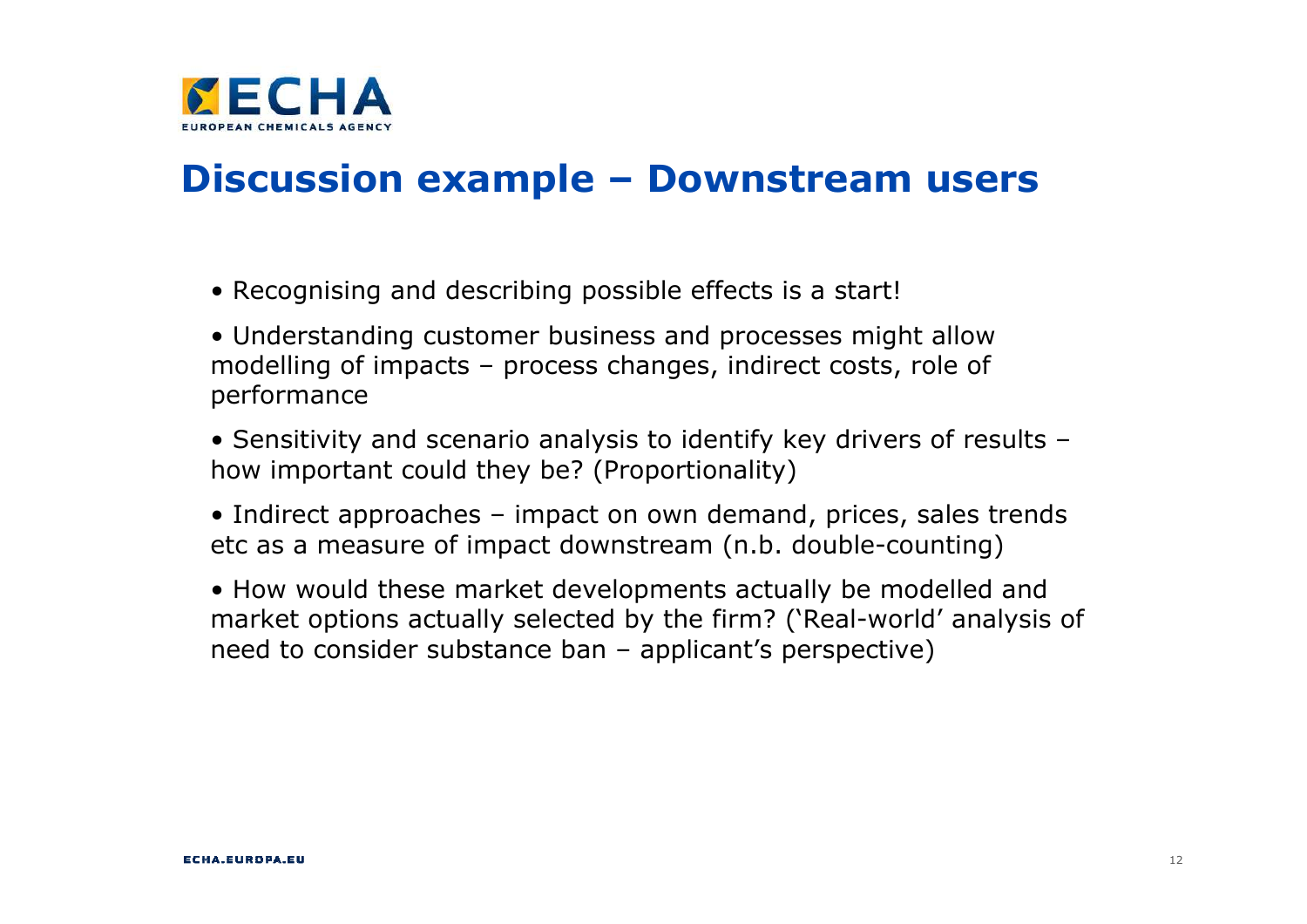## Discussion example – Downstream users

- Recognising and describing possible effects is a start!
- Understanding customer business and processes might allow modelling of impacts – process changes, indirect costs, role of performance
- Sensitivity and scenario analysis to identify key drivers of results – how important could they be? (Proportionality)
- Indirect approaches – impact on own demand, prices, sales trends etc as a measure of impact downstream (n.b. double-counting)
- How would these market developments actually be modelled and market options actually selected by the firm? ('Real-world' analysis of need to consider substance ban – applicant's perspective)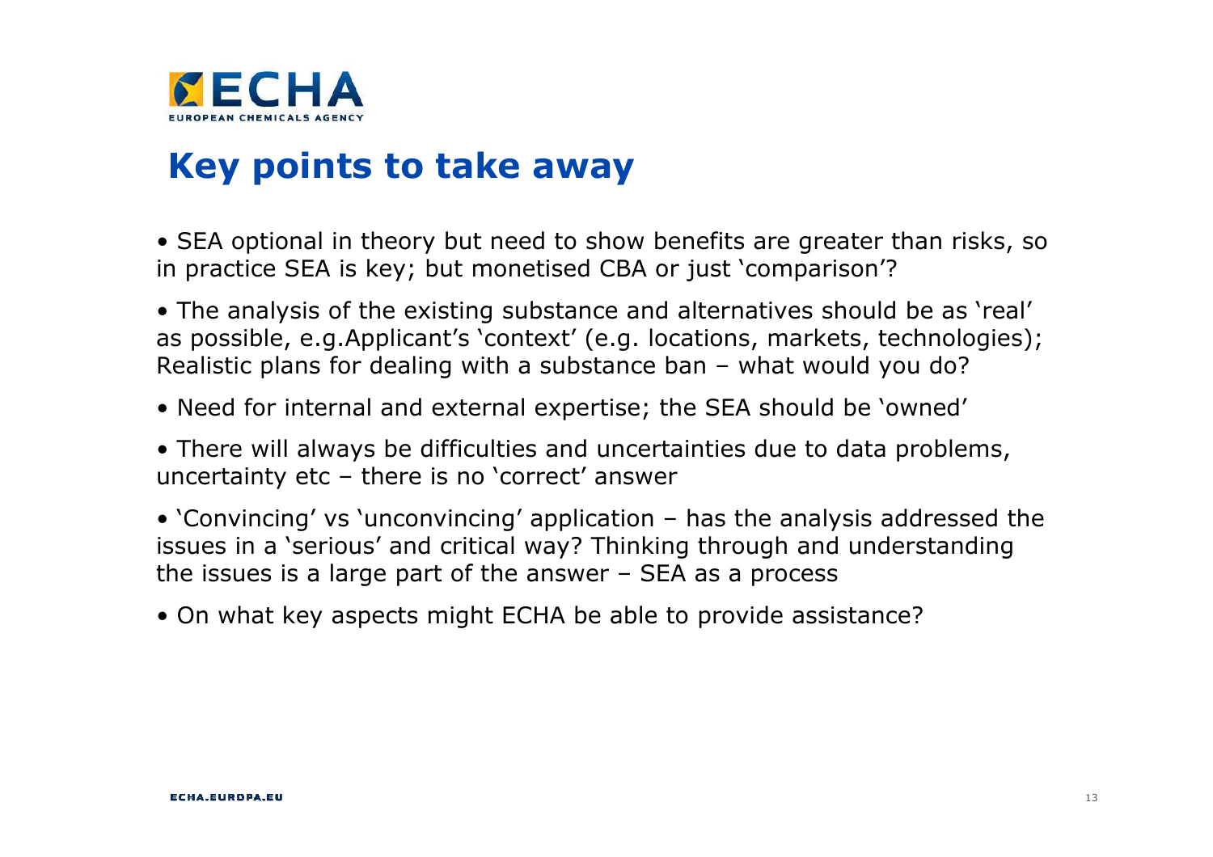## Key points to take away

- SEA optional in theory but need to show benefits are greater than risks, so in practice SEA is key; but monetised CBA or just 'comparison'?
- The analysis of the existing substance and alternatives should be as 'real' as possible, e.g.Applicant's 'context' (e.g. locations, markets, technologies); Realistic plans for dealing with a substance ban – what would you do?
- Need for internal and external expertise; the SEA should be 'owned'
- There will always be difficulties and uncertainties due to data problems, uncertainty etc – there is no 'correct' answer
- 'Convincing' vs 'unconvincing' application – has the analysis addressed the issues in a 'serious' and critical way? Thinking through and understanding the issues is a large part of the answer – SEA as a process
- On what key aspects might ECHA be able to provide assistance?